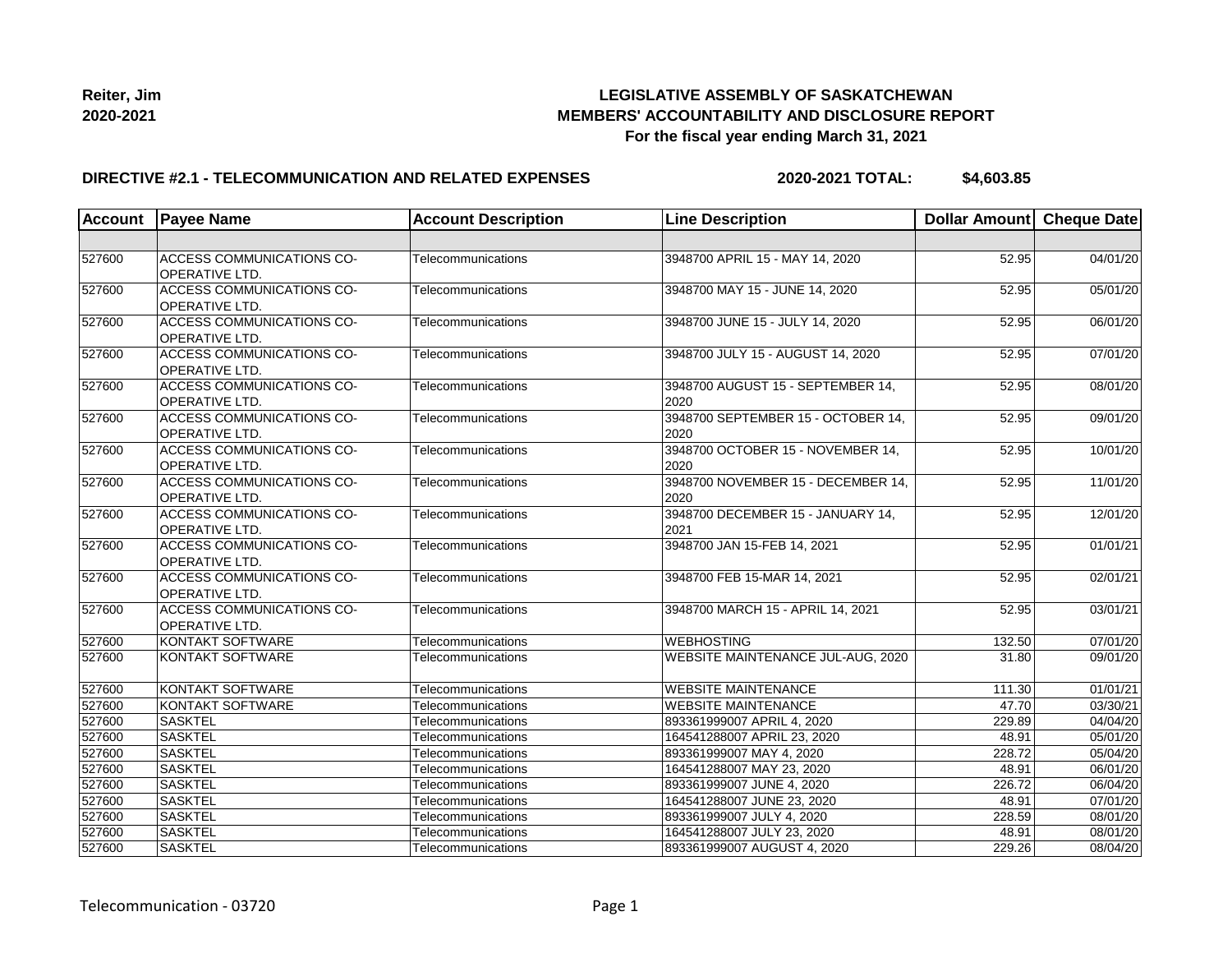**Reiter, Jim**
**2020-2021**

# LEGISLATIVE ASSEMBLY OF SASKATCHEWAN
## MEMBERS' ACCOUNTABILITY AND DISCLOSURE REPORT
### For the fiscal year ending March 31, 2021

**DIRECTIVE #2.1 - TELECOMMUNICATION AND RELATED EXPENSES** **2020-2021 TOTAL: $4,603.85**

| Account | Payee Name | Account Description | Line Description | Dollar Amount | Cheque Date |
|---|---|---|---|---|---|
| | | | | | |
| 527600 | ACCESS COMMUNICATIONS CO-OPERATIVE LTD. | Telecommunications | 3948700 APRIL 15 - MAY 14, 2020 | 52.95 | 04/01/20 |
| 527600 | ACCESS COMMUNICATIONS CO-OPERATIVE LTD. | Telecommunications | 3948700 MAY 15 - JUNE 14, 2020 | 52.95 | 05/01/20 |
| 527600 | ACCESS COMMUNICATIONS CO-OPERATIVE LTD. | Telecommunications | 3948700 JUNE 15 - JULY 14, 2020 | 52.95 | 06/01/20 |
| 527600 | ACCESS COMMUNICATIONS CO-OPERATIVE LTD. | Telecommunications | 3948700 JULY 15 - AUGUST 14, 2020 | 52.95 | 07/01/20 |
| 527600 | ACCESS COMMUNICATIONS CO-OPERATIVE LTD. | Telecommunications | 3948700 AUGUST 15 - SEPTEMBER 14, 2020 | 52.95 | 08/01/20 |
| 527600 | ACCESS COMMUNICATIONS CO-OPERATIVE LTD. | Telecommunications | 3948700 SEPTEMBER 15 - OCTOBER 14, 2020 | 52.95 | 09/01/20 |
| 527600 | ACCESS COMMUNICATIONS CO-OPERATIVE LTD. | Telecommunications | 3948700 OCTOBER 15 - NOVEMBER 14, 2020 | 52.95 | 10/01/20 |
| 527600 | ACCESS COMMUNICATIONS CO-OPERATIVE LTD. | Telecommunications | 3948700 NOVEMBER 15 - DECEMBER 14, 2020 | 52.95 | 11/01/20 |
| 527600 | ACCESS COMMUNICATIONS CO-OPERATIVE LTD. | Telecommunications | 3948700 DECEMBER 15 - JANUARY 14, 2021 | 52.95 | 12/01/20 |
| 527600 | ACCESS COMMUNICATIONS CO-OPERATIVE LTD. | Telecommunications | 3948700 JAN 15-FEB 14, 2021 | 52.95 | 01/01/21 |
| 527600 | ACCESS COMMUNICATIONS CO-OPERATIVE LTD. | Telecommunications | 3948700 FEB 15-MAR 14, 2021 | 52.95 | 02/01/21 |
| 527600 | ACCESS COMMUNICATIONS CO-OPERATIVE LTD. | Telecommunications | 3948700 MARCH 15 - APRIL 14, 2021 | 52.95 | 03/01/21 |
| 527600 | KONTAKT SOFTWARE | Telecommunications | WEBHOSTING | 132.50 | 07/01/20 |
| 527600 | KONTAKT SOFTWARE | Telecommunications | WEBSITE MAINTENANCE JUL-AUG, 2020 | 31.80 | 09/01/20 |
| 527600 | KONTAKT SOFTWARE | Telecommunications | WEBSITE MAINTENANCE | 111.30 | 01/01/21 |
| 527600 | KONTAKT SOFTWARE | Telecommunications | WEBSITE MAINTENANCE | 47.70 | 03/30/21 |
| 527600 | SASKTEL | Telecommunications | 893361999007 APRIL 4, 2020 | 229.89 | 04/04/20 |
| 527600 | SASKTEL | Telecommunications | 164541288007 APRIL 23, 2020 | 48.91 | 05/01/20 |
| 527600 | SASKTEL | Telecommunications | 893361999007 MAY 4, 2020 | 228.72 | 05/04/20 |
| 527600 | SASKTEL | Telecommunications | 164541288007 MAY 23, 2020 | 48.91 | 06/01/20 |
| 527600 | SASKTEL | Telecommunications | 893361999007 JUNE 4, 2020 | 226.72 | 06/04/20 |
| 527600 | SASKTEL | Telecommunications | 164541288007 JUNE 23, 2020 | 48.91 | 07/01/20 |
| 527600 | SASKTEL | Telecommunications | 893361999007 JULY 4, 2020 | 228.59 | 08/01/20 |
| 527600 | SASKTEL | Telecommunications | 164541288007 JULY 23, 2020 | 48.91 | 08/01/20 |
| 527600 | SASKTEL | Telecommunications | 893361999007 AUGUST 4, 2020 | 229.26 | 08/04/20 |

Telecommunication - 03720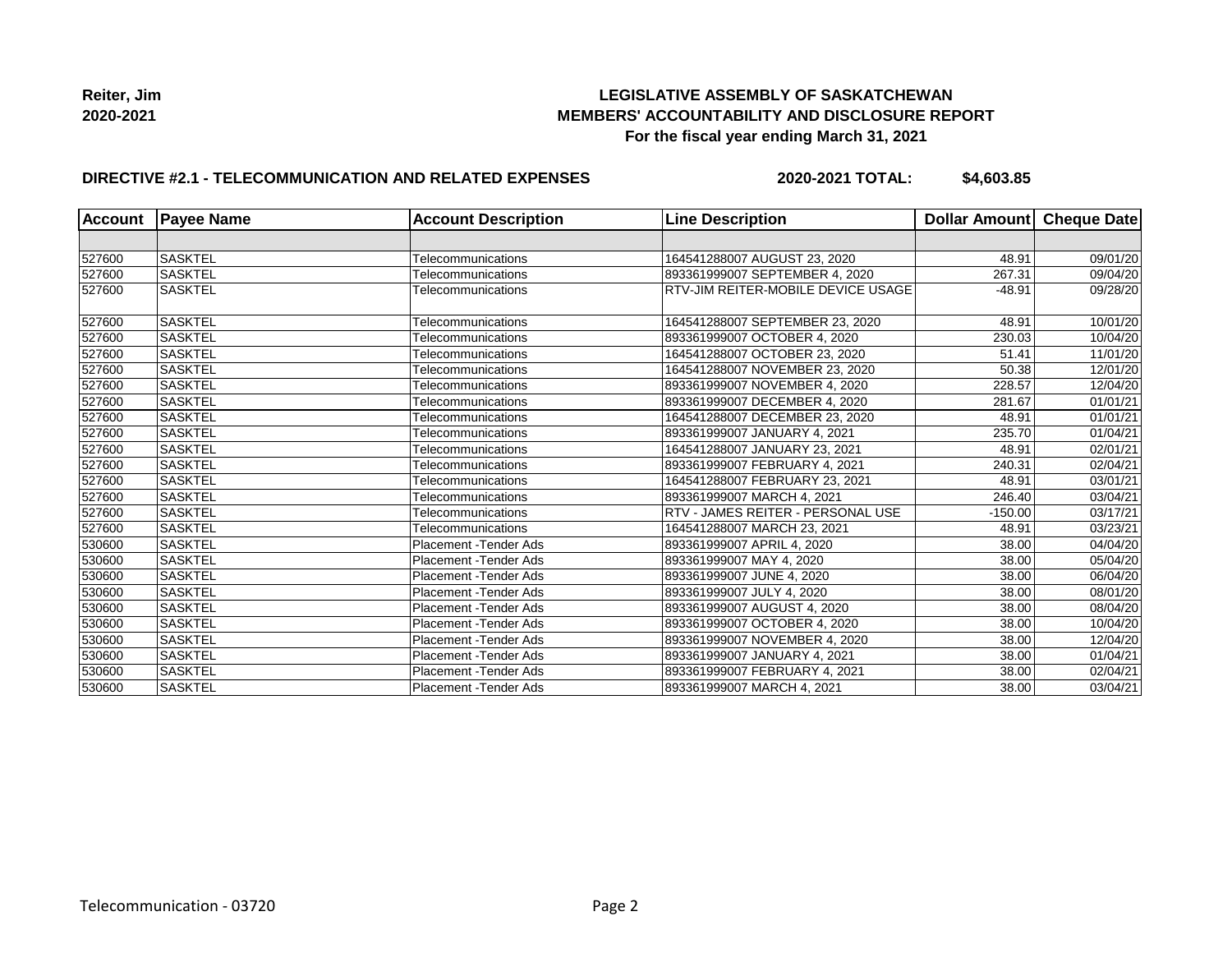**Reiter, Jim**
**2020-2021**

# LEGISLATIVE ASSEMBLY OF SASKATCHEWAN
## MEMBERS' ACCOUNTABILITY AND DISCLOSURE REPORT
### For the fiscal year ending March 31, 2021

**DIRECTIVE #2.1 - TELECOMMUNICATION AND RELATED EXPENSES** **2020-2021 TOTAL: $4,603.85**

| Account | Payee Name | Account Description | Line Description | Dollar Amount | Cheque Date |
|---|---|---|---|---|---|
| | | | | | |
| 527600 | SASKTEL | Telecommunications | 164541288007 AUGUST 23, 2020 | 48.91 | 09/01/20 |
| 527600 | SASKTEL | Telecommunications | 893361999007 SEPTEMBER 4, 2020 | 267.31 | 09/04/20 |
| 527600 | SASKTEL | Telecommunications | RTV-JIM REITER-MOBILE DEVICE USAGE | -48.91 | 09/28/20 |
| 527600 | SASKTEL | Telecommunications | 164541288007 SEPTEMBER 23, 2020 | 48.91 | 10/01/20 |
| 527600 | SASKTEL | Telecommunications | 893361999007 OCTOBER 4, 2020 | 230.03 | 10/04/20 |
| 527600 | SASKTEL | Telecommunications | 164541288007 OCTOBER 23, 2020 | 51.41 | 11/01/20 |
| 527600 | SASKTEL | Telecommunications | 164541288007 NOVEMBER 23, 2020 | 50.38 | 12/01/20 |
| 527600 | SASKTEL | Telecommunications | 893361999007 NOVEMBER 4, 2020 | 228.57 | 12/04/20 |
| 527600 | SASKTEL | Telecommunications | 893361999007 DECEMBER 4, 2020 | 281.67 | 01/01/21 |
| 527600 | SASKTEL | Telecommunications | 164541288007 DECEMBER 23, 2020 | 48.91 | 01/01/21 |
| 527600 | SASKTEL | Telecommunications | 893361999007 JANUARY 4, 2021 | 235.70 | 01/04/21 |
| 527600 | SASKTEL | Telecommunications | 164541288007 JANUARY 23, 2021 | 48.91 | 02/01/21 |
| 527600 | SASKTEL | Telecommunications | 893361999007 FEBRUARY 4, 2021 | 240.31 | 02/04/21 |
| 527600 | SASKTEL | Telecommunications | 164541288007 FEBRUARY 23, 2021 | 48.91 | 03/01/21 |
| 527600 | SASKTEL | Telecommunications | 893361999007 MARCH 4, 2021 | 246.40 | 03/04/21 |
| 527600 | SASKTEL | Telecommunications | RTV - JAMES REITER - PERSONAL USE | -150.00 | 03/17/21 |
| 527600 | SASKTEL | Telecommunications | 164541288007 MARCH 23, 2021 | 48.91 | 03/23/21 |
| 530600 | SASKTEL | Placement -Tender Ads | 893361999007 APRIL 4, 2020 | 38.00 | 04/04/20 |
| 530600 | SASKTEL | Placement -Tender Ads | 893361999007 MAY 4, 2020 | 38.00 | 05/04/20 |
| 530600 | SASKTEL | Placement -Tender Ads | 893361999007 JUNE 4, 2020 | 38.00 | 06/04/20 |
| 530600 | SASKTEL | Placement -Tender Ads | 893361999007 JULY 4, 2020 | 38.00 | 08/01/20 |
| 530600 | SASKTEL | Placement -Tender Ads | 893361999007 AUGUST 4, 2020 | 38.00 | 08/04/20 |
| 530600 | SASKTEL | Placement -Tender Ads | 893361999007 OCTOBER 4, 2020 | 38.00 | 10/04/20 |
| 530600 | SASKTEL | Placement -Tender Ads | 893361999007 NOVEMBER 4, 2020 | 38.00 | 12/04/20 |
| 530600 | SASKTEL | Placement -Tender Ads | 893361999007 JANUARY 4, 2021 | 38.00 | 01/04/21 |
| 530600 | SASKTEL | Placement -Tender Ads | 893361999007 FEBRUARY 4, 2021 | 38.00 | 02/04/21 |
| 530600 | SASKTEL | Placement -Tender Ads | 893361999007 MARCH 4, 2021 | 38.00 | 03/04/21 |

Telecommunication - 03720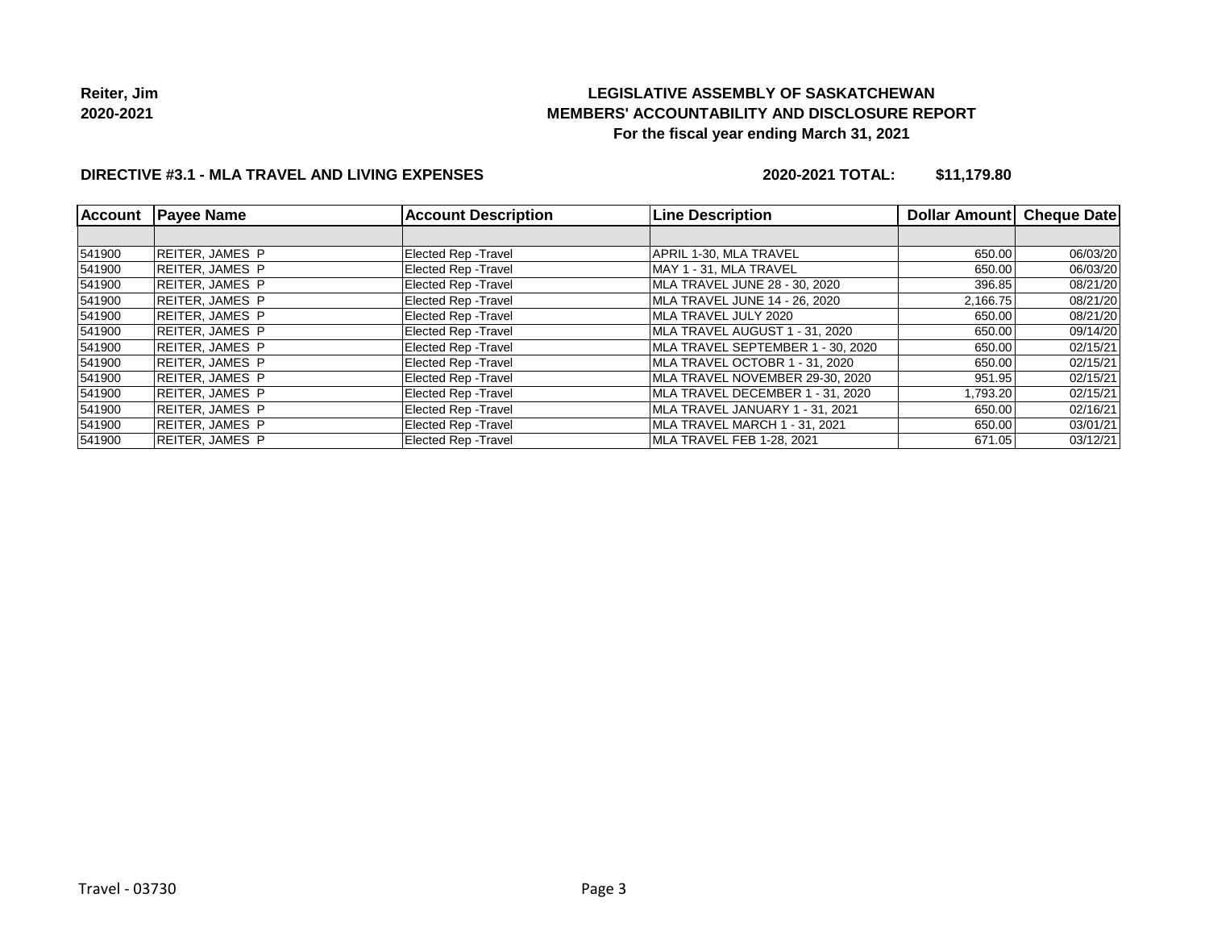**Reiter, Jim**
**2020-2021**

# LEGISLATIVE ASSEMBLY OF SASKATCHEWAN
## MEMBERS' ACCOUNTABILITY AND DISCLOSURE REPORT
### For the fiscal year ending March 31, 2021

**DIRECTIVE #3.1 - MLA TRAVEL AND LIVING EXPENSES** **2020-2021 TOTAL: $11,179.80**

| Account | Payee Name | Account Description | Line Description | Dollar Amount | Cheque Date |
|---|---|---|---|---|---|
| | | | | | |
| 541900 | REITER, JAMES P | Elected Rep -Travel | APRIL 1-30, MLA TRAVEL | 650.00 | 06/03/20 |
| 541900 | REITER, JAMES P | Elected Rep -Travel | MAY 1 - 31, MLA TRAVEL | 650.00 | 06/03/20 |
| 541900 | REITER, JAMES P | Elected Rep -Travel | MLA TRAVEL JUNE 28 - 30, 2020 | 396.85 | 08/21/20 |
| 541900 | REITER, JAMES P | Elected Rep -Travel | MLA TRAVEL JUNE 14 - 26, 2020 | 2,166.75 | 08/21/20 |
| 541900 | REITER, JAMES P | Elected Rep -Travel | MLA TRAVEL JULY 2020 | 650.00 | 08/21/20 |
| 541900 | REITER, JAMES P | Elected Rep -Travel | MLA TRAVEL AUGUST 1 - 31, 2020 | 650.00 | 09/14/20 |
| 541900 | REITER, JAMES P | Elected Rep -Travel | MLA TRAVEL SEPTEMBER 1 - 30, 2020 | 650.00 | 02/15/21 |
| 541900 | REITER, JAMES P | Elected Rep -Travel | MLA TRAVEL OCTOBR 1 - 31, 2020 | 650.00 | 02/15/21 |
| 541900 | REITER, JAMES P | Elected Rep -Travel | MLA TRAVEL NOVEMBER 29-30, 2020 | 951.95 | 02/15/21 |
| 541900 | REITER, JAMES P | Elected Rep -Travel | MLA TRAVEL DECEMBER 1 - 31, 2020 | 1,793.20 | 02/15/21 |
| 541900 | REITER, JAMES P | Elected Rep -Travel | MLA TRAVEL JANUARY 1 - 31, 2021 | 650.00 | 02/16/21 |
| 541900 | REITER, JAMES P | Elected Rep -Travel | MLA TRAVEL MARCH 1 - 31, 2021 | 650.00 | 03/01/21 |
| 541900 | REITER, JAMES P | Elected Rep -Travel | MLA TRAVEL FEB 1-28, 2021 | 671.05 | 03/12/21 |

Travel - 03730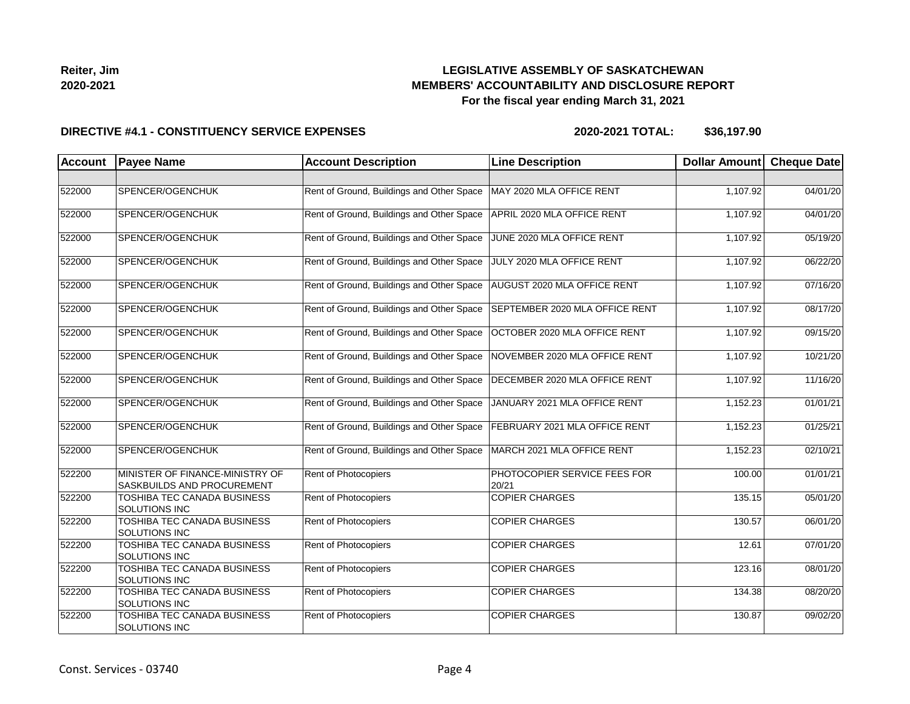Reiter, Jim
2020-2021

## LEGISLATIVE ASSEMBLY OF SASKATCHEWAN
## MEMBERS' ACCOUNTABILITY AND DISCLOSURE REPORT
### For the fiscal year ending March 31, 2021

**DIRECTIVE #4.1 - CONSTITUENCY SERVICE EXPENSES** **2020-2021 TOTAL: $36,197.90**

| Account | Payee Name | Account Description | Line Description | Dollar Amount | Cheque Date |
|---|---|---|---|---|---|
| | | | | | |
| 522000 | SPENCER/OGENCHUK | Rent of Ground, Buildings and Other Space | MAY 2020 MLA OFFICE RENT | 1,107.92 | 04/01/20 |
| 522000 | SPENCER/OGENCHUK | Rent of Ground, Buildings and Other Space | APRIL 2020 MLA OFFICE RENT | 1,107.92 | 04/01/20 |
| 522000 | SPENCER/OGENCHUK | Rent of Ground, Buildings and Other Space | JUNE 2020 MLA OFFICE RENT | 1,107.92 | 05/19/20 |
| 522000 | SPENCER/OGENCHUK | Rent of Ground, Buildings and Other Space | JULY 2020 MLA OFFICE RENT | 1,107.92 | 06/22/20 |
| 522000 | SPENCER/OGENCHUK | Rent of Ground, Buildings and Other Space | AUGUST 2020 MLA OFFICE RENT | 1,107.92 | 07/16/20 |
| 522000 | SPENCER/OGENCHUK | Rent of Ground, Buildings and Other Space | SEPTEMBER 2020 MLA OFFICE RENT | 1,107.92 | 08/17/20 |
| 522000 | SPENCER/OGENCHUK | Rent of Ground, Buildings and Other Space | OCTOBER 2020 MLA OFFICE RENT | 1,107.92 | 09/15/20 |
| 522000 | SPENCER/OGENCHUK | Rent of Ground, Buildings and Other Space | NOVEMBER 2020 MLA OFFICE RENT | 1,107.92 | 10/21/20 |
| 522000 | SPENCER/OGENCHUK | Rent of Ground, Buildings and Other Space | DECEMBER 2020 MLA OFFICE RENT | 1,107.92 | 11/16/20 |
| 522000 | SPENCER/OGENCHUK | Rent of Ground, Buildings and Other Space | JANUARY 2021 MLA OFFICE RENT | 1,152.23 | 01/01/21 |
| 522000 | SPENCER/OGENCHUK | Rent of Ground, Buildings and Other Space | FEBRUARY 2021 MLA OFFICE RENT | 1,152.23 | 01/25/21 |
| 522000 | SPENCER/OGENCHUK | Rent of Ground, Buildings and Other Space | MARCH 2021 MLA OFFICE RENT | 1,152.23 | 02/10/21 |
| 522200 | MINISTER OF FINANCE-MINISTRY OF SASKBUILDS AND PROCUREMENT | Rent of Photocopiers | PHOTOCOPIER SERVICE FEES FOR 20/21 | 100.00 | 01/01/21 |
| 522200 | TOSHIBA TEC CANADA BUSINESS SOLUTIONS INC | Rent of Photocopiers | COPIER CHARGES | 135.15 | 05/01/20 |
| 522200 | TOSHIBA TEC CANADA BUSINESS SOLUTIONS INC | Rent of Photocopiers | COPIER CHARGES | 130.57 | 06/01/20 |
| 522200 | TOSHIBA TEC CANADA BUSINESS SOLUTIONS INC | Rent of Photocopiers | COPIER CHARGES | 12.61 | 07/01/20 |
| 522200 | TOSHIBA TEC CANADA BUSINESS SOLUTIONS INC | Rent of Photocopiers | COPIER CHARGES | 123.16 | 08/01/20 |
| 522200 | TOSHIBA TEC CANADA BUSINESS SOLUTIONS INC | Rent of Photocopiers | COPIER CHARGES | 134.38 | 08/20/20 |
| 522200 | TOSHIBA TEC CANADA BUSINESS SOLUTIONS INC | Rent of Photocopiers | COPIER CHARGES | 130.87 | 09/02/20 |

Const. Services - 03740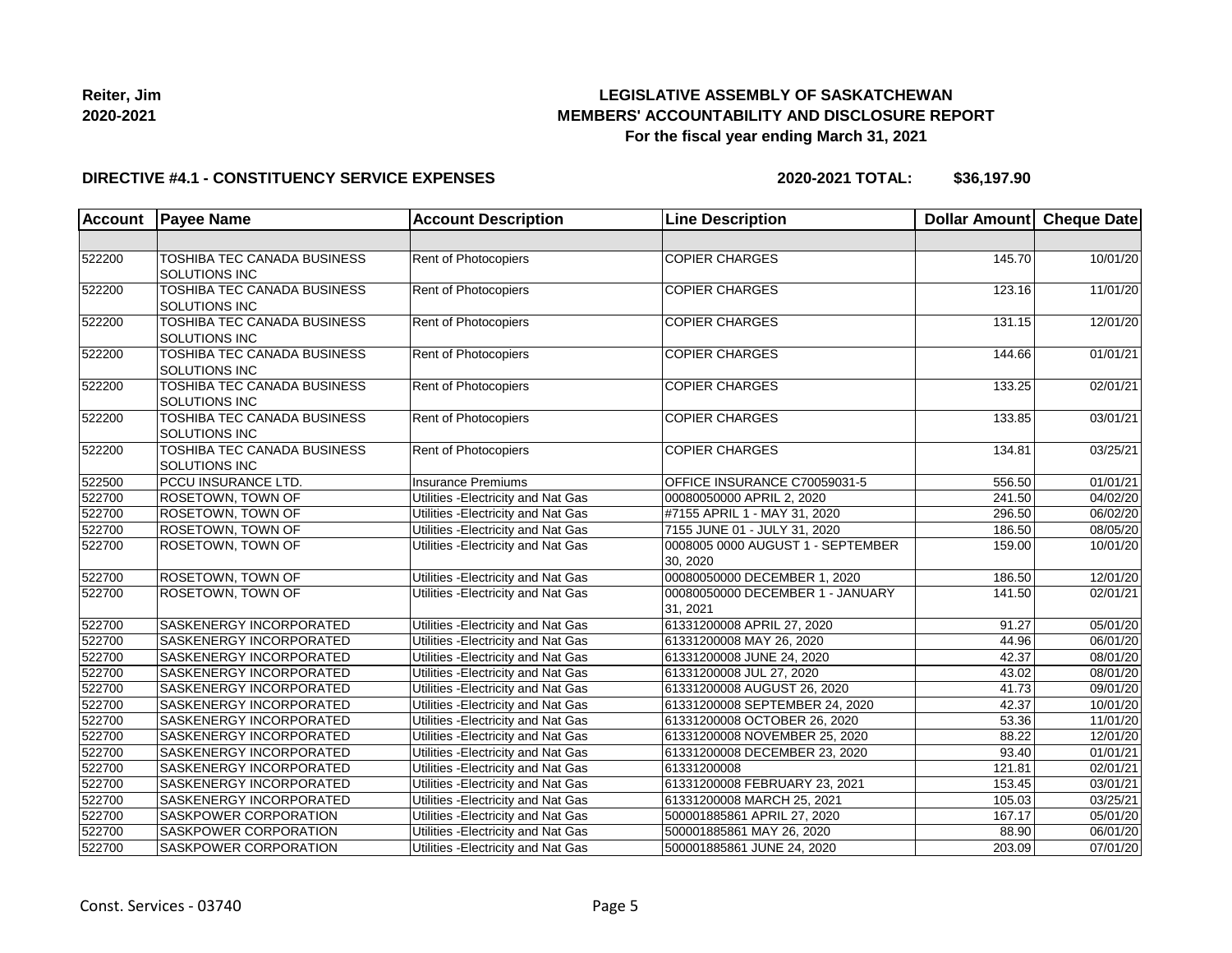**Reiter, Jim**
**2020-2021**

## LEGISLATIVE ASSEMBLY OF SASKATCHEWAN
## MEMBERS' ACCOUNTABILITY AND DISCLOSURE REPORT
### For the fiscal year ending March 31, 2021

**DIRECTIVE #4.1 - CONSTITUENCY SERVICE EXPENSES** **2020-2021 TOTAL: $36,197.90**

| Account | Payee Name | Account Description | Line Description | Dollar Amount | Cheque Date |
|---|---|---|---|---|---|
| | | | | | |
| 522200 | TOSHIBA TEC CANADA BUSINESS SOLUTIONS INC | Rent of Photocopiers | COPIER CHARGES | 145.70 | 10/01/20 |
| 522200 | TOSHIBA TEC CANADA BUSINESS SOLUTIONS INC | Rent of Photocopiers | COPIER CHARGES | 123.16 | 11/01/20 |
| 522200 | TOSHIBA TEC CANADA BUSINESS SOLUTIONS INC | Rent of Photocopiers | COPIER CHARGES | 131.15 | 12/01/20 |
| 522200 | TOSHIBA TEC CANADA BUSINESS SOLUTIONS INC | Rent of Photocopiers | COPIER CHARGES | 144.66 | 01/01/21 |
| 522200 | TOSHIBA TEC CANADA BUSINESS SOLUTIONS INC | Rent of Photocopiers | COPIER CHARGES | 133.25 | 02/01/21 |
| 522200 | TOSHIBA TEC CANADA BUSINESS SOLUTIONS INC | Rent of Photocopiers | COPIER CHARGES | 133.85 | 03/01/21 |
| 522200 | TOSHIBA TEC CANADA BUSINESS SOLUTIONS INC | Rent of Photocopiers | COPIER CHARGES | 134.81 | 03/25/21 |
| 522500 | PCCU INSURANCE LTD. | Insurance Premiums | OFFICE INSURANCE C70059031-5 | 556.50 | 01/01/21 |
| 522700 | ROSETOWN, TOWN OF | Utilities -Electricity and Nat Gas | 00080050000 APRIL 2, 2020 | 241.50 | 04/02/20 |
| 522700 | ROSETOWN, TOWN OF | Utilities -Electricity and Nat Gas | #7155 APRIL 1 - MAY 31, 2020 | 296.50 | 06/02/20 |
| 522700 | ROSETOWN, TOWN OF | Utilities -Electricity and Nat Gas | 7155 JUNE 01 - JULY 31, 2020 | 186.50 | 08/05/20 |
| 522700 | ROSETOWN, TOWN OF | Utilities -Electricity and Nat Gas | 0008005 0000 AUGUST 1 - SEPTEMBER 30, 2020 | 159.00 | 10/01/20 |
| 522700 | ROSETOWN, TOWN OF | Utilities -Electricity and Nat Gas | 00080050000 DECEMBER 1, 2020 | 186.50 | 12/01/20 |
| 522700 | ROSETOWN, TOWN OF | Utilities -Electricity and Nat Gas | 00080050000 DECEMBER 1 - JANUARY 31, 2021 | 141.50 | 02/01/21 |
| 522700 | SASKENERGY INCORPORATED | Utilities -Electricity and Nat Gas | 61331200008 APRIL 27, 2020 | 91.27 | 05/01/20 |
| 522700 | SASKENERGY INCORPORATED | Utilities -Electricity and Nat Gas | 61331200008 MAY 26, 2020 | 44.96 | 06/01/20 |
| 522700 | SASKENERGY INCORPORATED | Utilities -Electricity and Nat Gas | 61331200008 JUNE 24, 2020 | 42.37 | 08/01/20 |
| 522700 | SASKENERGY INCORPORATED | Utilities -Electricity and Nat Gas | 61331200008 JUL 27, 2020 | 43.02 | 08/01/20 |
| 522700 | SASKENERGY INCORPORATED | Utilities -Electricity and Nat Gas | 61331200008 AUGUST 26, 2020 | 41.73 | 09/01/20 |
| 522700 | SASKENERGY INCORPORATED | Utilities -Electricity and Nat Gas | 61331200008 SEPTEMBER 24, 2020 | 42.37 | 10/01/20 |
| 522700 | SASKENERGY INCORPORATED | Utilities -Electricity and Nat Gas | 61331200008 OCTOBER 26, 2020 | 53.36 | 11/01/20 |
| 522700 | SASKENERGY INCORPORATED | Utilities -Electricity and Nat Gas | 61331200008 NOVEMBER 25, 2020 | 88.22 | 12/01/20 |
| 522700 | SASKENERGY INCORPORATED | Utilities -Electricity and Nat Gas | 61331200008 DECEMBER 23, 2020 | 93.40 | 01/01/21 |
| 522700 | SASKENERGY INCORPORATED | Utilities -Electricity and Nat Gas | 61331200008 | 121.81 | 02/01/21 |
| 522700 | SASKENERGY INCORPORATED | Utilities -Electricity and Nat Gas | 61331200008 FEBRUARY 23, 2021 | 153.45 | 03/01/21 |
| 522700 | SASKENERGY INCORPORATED | Utilities -Electricity and Nat Gas | 61331200008 MARCH 25, 2021 | 105.03 | 03/25/21 |
| 522700 | SASKPOWER CORPORATION | Utilities -Electricity and Nat Gas | 500001885861 APRIL 27, 2020 | 167.17 | 05/01/20 |
| 522700 | SASKPOWER CORPORATION | Utilities -Electricity and Nat Gas | 500001885861 MAY 26, 2020 | 88.90 | 06/01/20 |
| 522700 | SASKPOWER CORPORATION | Utilities -Electricity and Nat Gas | 500001885861 JUNE 24, 2020 | 203.09 | 07/01/20 |

Const. Services - 03740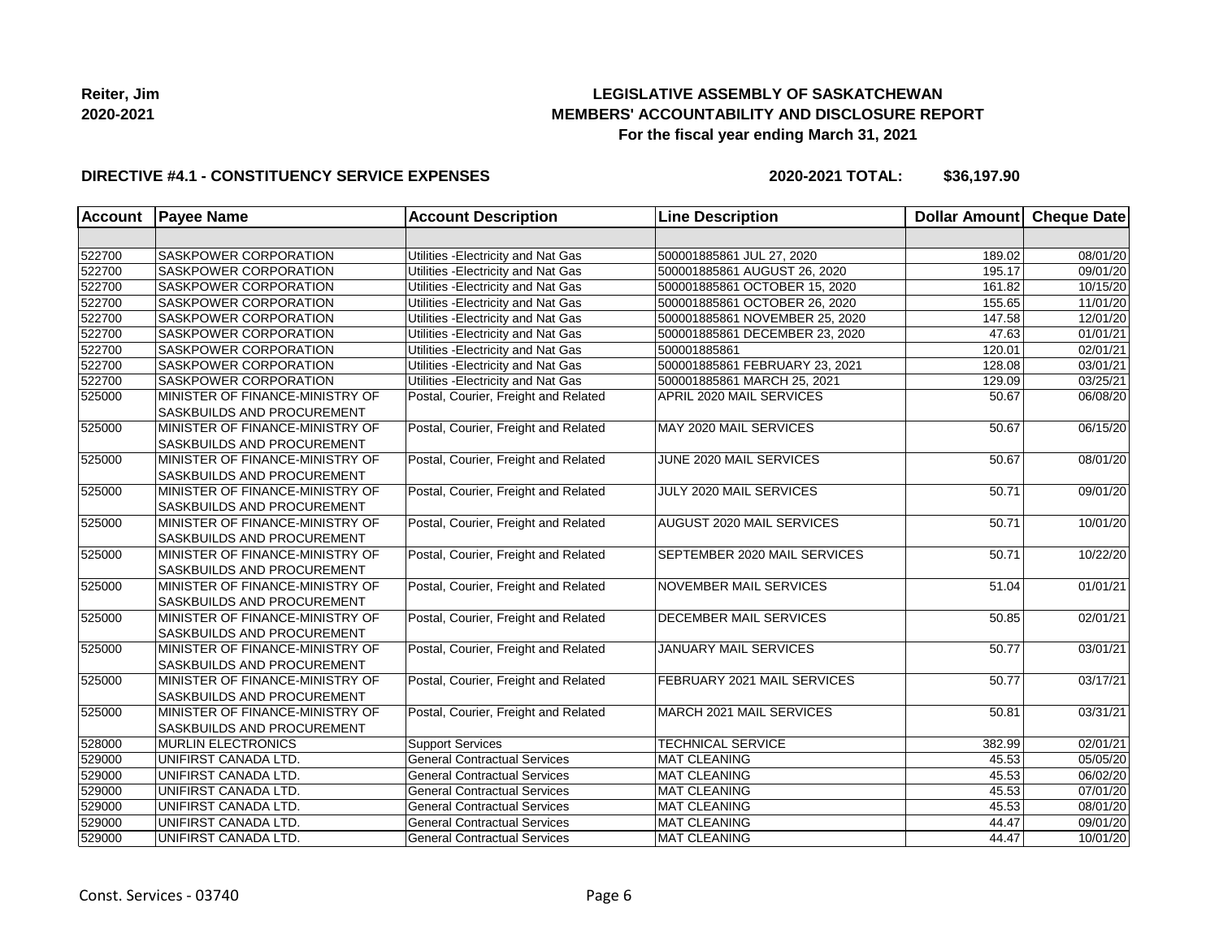**Reiter, Jim**
**2020-2021**

# LEGISLATIVE ASSEMBLY OF SASKATCHEWAN
## MEMBERS' ACCOUNTABILITY AND DISCLOSURE REPORT
### For the fiscal year ending March 31, 2021

**DIRECTIVE #4.1 - CONSTITUENCY SERVICE EXPENSES** **2020-2021 TOTAL: $36,197.90**

| Account | Payee Name | Account Description | Line Description | Dollar Amount | Cheque Date |
|---|---|---|---|---|---|
| | | | | | |
| 522700 | SASKPOWER CORPORATION | Utilities -Electricity and Nat Gas | 500001885861 JUL 27, 2020 | 189.02 | 08/01/20 |
| 522700 | SASKPOWER CORPORATION | Utilities -Electricity and Nat Gas | 500001885861 AUGUST 26, 2020 | 195.17 | 09/01/20 |
| 522700 | SASKPOWER CORPORATION | Utilities -Electricity and Nat Gas | 500001885861 OCTOBER 15, 2020 | 161.82 | 10/15/20 |
| 522700 | SASKPOWER CORPORATION | Utilities -Electricity and Nat Gas | 500001885861 OCTOBER 26, 2020 | 155.65 | 11/01/20 |
| 522700 | SASKPOWER CORPORATION | Utilities -Electricity and Nat Gas | 500001885861 NOVEMBER 25, 2020 | 147.58 | 12/01/20 |
| 522700 | SASKPOWER CORPORATION | Utilities -Electricity and Nat Gas | 500001885861 DECEMBER 23, 2020 | 47.63 | 01/01/21 |
| 522700 | SASKPOWER CORPORATION | Utilities -Electricity and Nat Gas | 500001885861 | 120.01 | 02/01/21 |
| 522700 | SASKPOWER CORPORATION | Utilities -Electricity and Nat Gas | 500001885861 FEBRUARY 23, 2021 | 128.08 | 03/01/21 |
| 522700 | SASKPOWER CORPORATION | Utilities -Electricity and Nat Gas | 500001885861 MARCH 25, 2021 | 129.09 | 03/25/21 |
| 525000 | MINISTER OF FINANCE-MINISTRY OF SASKBUILDS AND PROCUREMENT | Postal, Courier, Freight and Related | APRIL 2020 MAIL SERVICES | 50.67 | 06/08/20 |
| 525000 | MINISTER OF FINANCE-MINISTRY OF SASKBUILDS AND PROCUREMENT | Postal, Courier, Freight and Related | MAY 2020 MAIL SERVICES | 50.67 | 06/15/20 |
| 525000 | MINISTER OF FINANCE-MINISTRY OF SASKBUILDS AND PROCUREMENT | Postal, Courier, Freight and Related | JUNE 2020 MAIL SERVICES | 50.67 | 08/01/20 |
| 525000 | MINISTER OF FINANCE-MINISTRY OF SASKBUILDS AND PROCUREMENT | Postal, Courier, Freight and Related | JULY 2020 MAIL SERVICES | 50.71 | 09/01/20 |
| 525000 | MINISTER OF FINANCE-MINISTRY OF SASKBUILDS AND PROCUREMENT | Postal, Courier, Freight and Related | AUGUST 2020 MAIL SERVICES | 50.71 | 10/01/20 |
| 525000 | MINISTER OF FINANCE-MINISTRY OF SASKBUILDS AND PROCUREMENT | Postal, Courier, Freight and Related | SEPTEMBER 2020 MAIL SERVICES | 50.71 | 10/22/20 |
| 525000 | MINISTER OF FINANCE-MINISTRY OF SASKBUILDS AND PROCUREMENT | Postal, Courier, Freight and Related | NOVEMBER MAIL SERVICES | 51.04 | 01/01/21 |
| 525000 | MINISTER OF FINANCE-MINISTRY OF SASKBUILDS AND PROCUREMENT | Postal, Courier, Freight and Related | DECEMBER MAIL SERVICES | 50.85 | 02/01/21 |
| 525000 | MINISTER OF FINANCE-MINISTRY OF SASKBUILDS AND PROCUREMENT | Postal, Courier, Freight and Related | JANUARY MAIL SERVICES | 50.77 | 03/01/21 |
| 525000 | MINISTER OF FINANCE-MINISTRY OF SASKBUILDS AND PROCUREMENT | Postal, Courier, Freight and Related | FEBRUARY 2021 MAIL SERVICES | 50.77 | 03/17/21 |
| 525000 | MINISTER OF FINANCE-MINISTRY OF SASKBUILDS AND PROCUREMENT | Postal, Courier, Freight and Related | MARCH 2021 MAIL SERVICES | 50.81 | 03/31/21 |
| 528000 | MURLIN ELECTRONICS | Support Services | TECHNICAL SERVICE | 382.99 | 02/01/21 |
| 529000 | UNIFIRST CANADA LTD. | General Contractual Services | MAT CLEANING | 45.53 | 05/05/20 |
| 529000 | UNIFIRST CANADA LTD. | General Contractual Services | MAT CLEANING | 45.53 | 06/02/20 |
| 529000 | UNIFIRST CANADA LTD. | General Contractual Services | MAT CLEANING | 45.53 | 07/01/20 |
| 529000 | UNIFIRST CANADA LTD. | General Contractual Services | MAT CLEANING | 45.53 | 08/01/20 |
| 529000 | UNIFIRST CANADA LTD. | General Contractual Services | MAT CLEANING | 44.47 | 09/01/20 |
| 529000 | UNIFIRST CANADA LTD. | General Contractual Services | MAT CLEANING | 44.47 | 10/01/20 |

Const. Services - 03740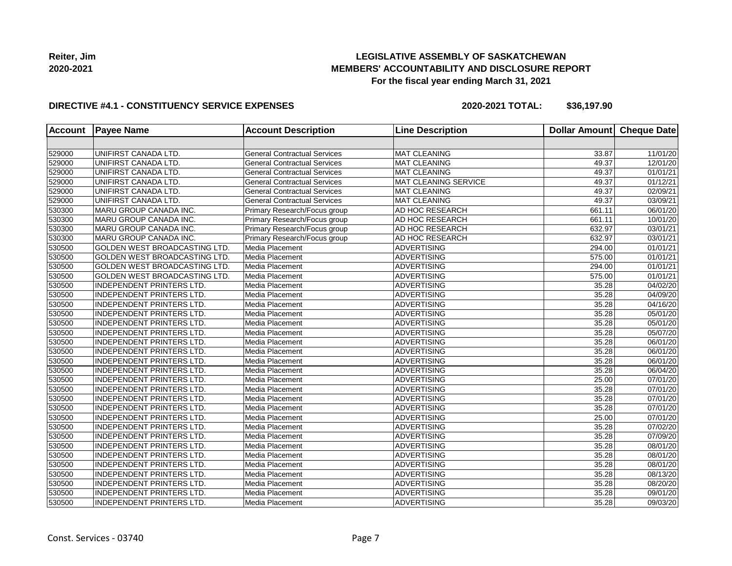**Reiter, Jim**
**2020-2021**

## LEGISLATIVE ASSEMBLY OF SASKATCHEWAN
## MEMBERS' ACCOUNTABILITY AND DISCLOSURE REPORT
### For the fiscal year ending March 31, 2021

**DIRECTIVE #4.1 - CONSTITUENCY SERVICE EXPENSES** **2020-2021 TOTAL: $36,197.90**

| Account | Payee Name | Account Description | Line Description | Dollar Amount | Cheque Date |
|---|---|---|---|---|---|
| | | | | | |
| 529000 | UNIFIRST CANADA LTD. | General Contractual Services | MAT CLEANING | 33.87 | 11/01/20 |
| 529000 | UNIFIRST CANADA LTD. | General Contractual Services | MAT CLEANING | 49.37 | 12/01/20 |
| 529000 | UNIFIRST CANADA LTD. | General Contractual Services | MAT CLEANING | 49.37 | 01/01/21 |
| 529000 | UNIFIRST CANADA LTD. | General Contractual Services | MAT CLEANING SERVICE | 49.37 | 01/12/21 |
| 529000 | UNIFIRST CANADA LTD. | General Contractual Services | MAT CLEANING | 49.37 | 02/09/21 |
| 529000 | UNIFIRST CANADA LTD. | General Contractual Services | MAT CLEANING | 49.37 | 03/09/21 |
| 530300 | MARU GROUP CANADA INC. | Primary Research/Focus group | AD HOC RESEARCH | 661.11 | 06/01/20 |
| 530300 | MARU GROUP CANADA INC. | Primary Research/Focus group | AD HOC RESEARCH | 661.11 | 10/01/20 |
| 530300 | MARU GROUP CANADA INC. | Primary Research/Focus group | AD HOC RESEARCH | 632.97 | 03/01/21 |
| 530300 | MARU GROUP CANADA INC. | Primary Research/Focus group | AD HOC RESEARCH | 632.97 | 03/01/21 |
| 530500 | GOLDEN WEST BROADCASTING LTD. | Media Placement | ADVERTISING | 294.00 | 01/01/21 |
| 530500 | GOLDEN WEST BROADCASTING LTD. | Media Placement | ADVERTISING | 575.00 | 01/01/21 |
| 530500 | GOLDEN WEST BROADCASTING LTD. | Media Placement | ADVERTISING | 294.00 | 01/01/21 |
| 530500 | GOLDEN WEST BROADCASTING LTD. | Media Placement | ADVERTISING | 575.00 | 01/01/21 |
| 530500 | INDEPENDENT PRINTERS LTD. | Media Placement | ADVERTISING | 35.28 | 04/02/20 |
| 530500 | INDEPENDENT PRINTERS LTD. | Media Placement | ADVERTISING | 35.28 | 04/09/20 |
| 530500 | INDEPENDENT PRINTERS LTD. | Media Placement | ADVERTISING | 35.28 | 04/16/20 |
| 530500 | INDEPENDENT PRINTERS LTD. | Media Placement | ADVERTISING | 35.28 | 05/01/20 |
| 530500 | INDEPENDENT PRINTERS LTD. | Media Placement | ADVERTISING | 35.28 | 05/01/20 |
| 530500 | INDEPENDENT PRINTERS LTD. | Media Placement | ADVERTISING | 35.28 | 05/07/20 |
| 530500 | INDEPENDENT PRINTERS LTD. | Media Placement | ADVERTISING | 35.28 | 06/01/20 |
| 530500 | INDEPENDENT PRINTERS LTD. | Media Placement | ADVERTISING | 35.28 | 06/01/20 |
| 530500 | INDEPENDENT PRINTERS LTD. | Media Placement | ADVERTISING | 35.28 | 06/01/20 |
| 530500 | INDEPENDENT PRINTERS LTD. | Media Placement | ADVERTISING | 35.28 | 06/04/20 |
| 530500 | INDEPENDENT PRINTERS LTD. | Media Placement | ADVERTISING | 25.00 | 07/01/20 |
| 530500 | INDEPENDENT PRINTERS LTD. | Media Placement | ADVERTISING | 35.28 | 07/01/20 |
| 530500 | INDEPENDENT PRINTERS LTD. | Media Placement | ADVERTISING | 35.28 | 07/01/20 |
| 530500 | INDEPENDENT PRINTERS LTD. | Media Placement | ADVERTISING | 35.28 | 07/01/20 |
| 530500 | INDEPENDENT PRINTERS LTD. | Media Placement | ADVERTISING | 25.00 | 07/01/20 |
| 530500 | INDEPENDENT PRINTERS LTD. | Media Placement | ADVERTISING | 35.28 | 07/02/20 |
| 530500 | INDEPENDENT PRINTERS LTD. | Media Placement | ADVERTISING | 35.28 | 07/09/20 |
| 530500 | INDEPENDENT PRINTERS LTD. | Media Placement | ADVERTISING | 35.28 | 08/01/20 |
| 530500 | INDEPENDENT PRINTERS LTD. | Media Placement | ADVERTISING | 35.28 | 08/01/20 |
| 530500 | INDEPENDENT PRINTERS LTD. | Media Placement | ADVERTISING | 35.28 | 08/01/20 |
| 530500 | INDEPENDENT PRINTERS LTD. | Media Placement | ADVERTISING | 35.28 | 08/13/20 |
| 530500 | INDEPENDENT PRINTERS LTD. | Media Placement | ADVERTISING | 35.28 | 08/20/20 |
| 530500 | INDEPENDENT PRINTERS LTD. | Media Placement | ADVERTISING | 35.28 | 09/01/20 |
| 530500 | INDEPENDENT PRINTERS LTD. | Media Placement | ADVERTISING | 35.28 | 09/03/20 |

Const. Services - 03740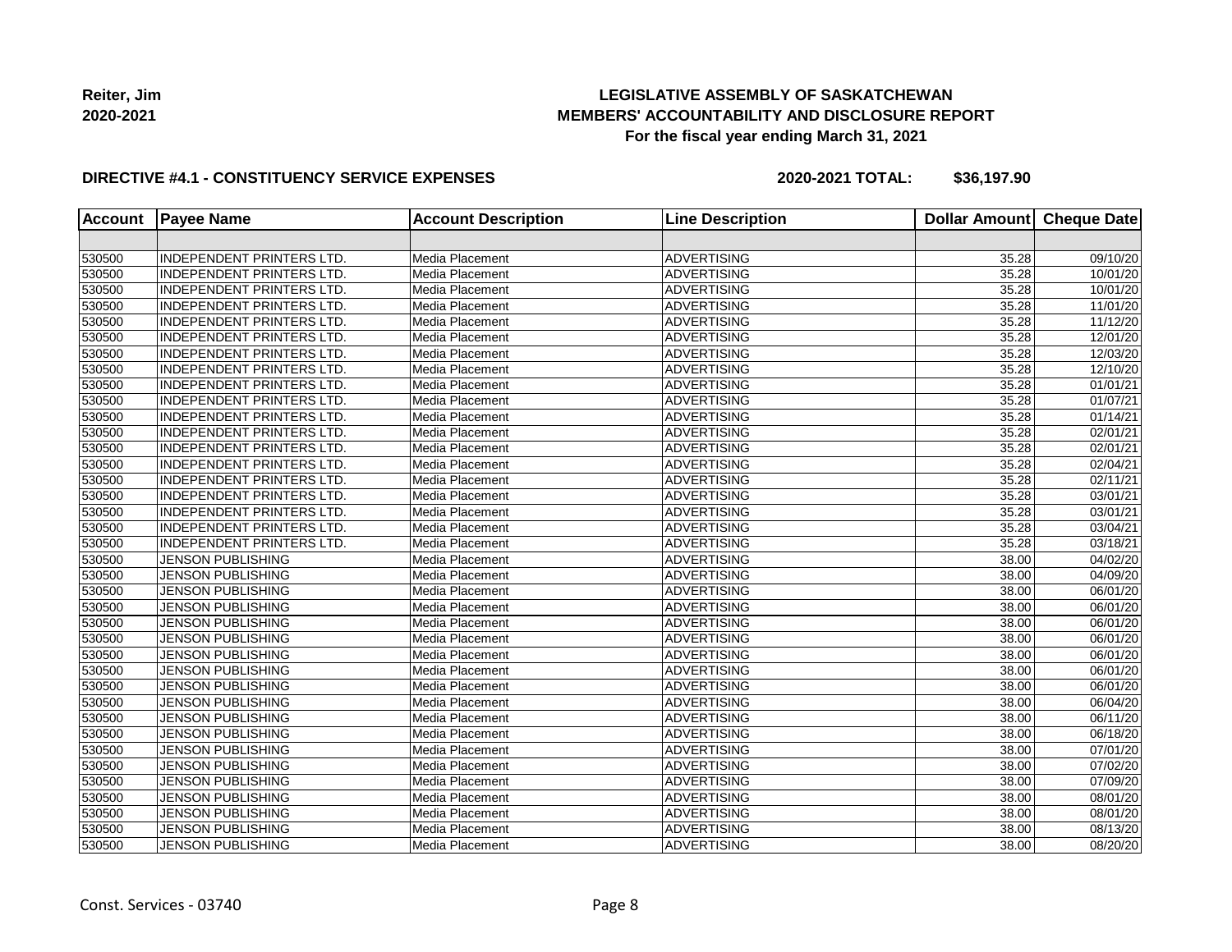**Reiter, Jim**
**2020-2021**

**LEGISLATIVE ASSEMBLY OF SASKATCHEWAN**
**MEMBERS' ACCOUNTABILITY AND DISCLOSURE REPORT**
**For the fiscal year ending March 31, 2021**

**DIRECTIVE #4.1 - CONSTITUENCY SERVICE EXPENSES** **2020-2021 TOTAL: $36,197.90**

| Account | Payee Name | Account Description | Line Description | Dollar Amount | Cheque Date |
|---|---|---|---|---|---|
| | | | | | |
| 530500 | INDEPENDENT PRINTERS LTD. | Media Placement | ADVERTISING | 35.28 | 09/10/20 |
| 530500 | INDEPENDENT PRINTERS LTD. | Media Placement | ADVERTISING | 35.28 | 10/01/20 |
| 530500 | INDEPENDENT PRINTERS LTD. | Media Placement | ADVERTISING | 35.28 | 10/01/20 |
| 530500 | INDEPENDENT PRINTERS LTD. | Media Placement | ADVERTISING | 35.28 | 11/01/20 |
| 530500 | INDEPENDENT PRINTERS LTD. | Media Placement | ADVERTISING | 35.28 | 11/12/20 |
| 530500 | INDEPENDENT PRINTERS LTD. | Media Placement | ADVERTISING | 35.28 | 12/01/20 |
| 530500 | INDEPENDENT PRINTERS LTD. | Media Placement | ADVERTISING | 35.28 | 12/03/20 |
| 530500 | INDEPENDENT PRINTERS LTD. | Media Placement | ADVERTISING | 35.28 | 12/10/20 |
| 530500 | INDEPENDENT PRINTERS LTD. | Media Placement | ADVERTISING | 35.28 | 01/01/21 |
| 530500 | INDEPENDENT PRINTERS LTD. | Media Placement | ADVERTISING | 35.28 | 01/07/21 |
| 530500 | INDEPENDENT PRINTERS LTD. | Media Placement | ADVERTISING | 35.28 | 01/14/21 |
| 530500 | INDEPENDENT PRINTERS LTD. | Media Placement | ADVERTISING | 35.28 | 02/01/21 |
| 530500 | INDEPENDENT PRINTERS LTD. | Media Placement | ADVERTISING | 35.28 | 02/01/21 |
| 530500 | INDEPENDENT PRINTERS LTD. | Media Placement | ADVERTISING | 35.28 | 02/04/21 |
| 530500 | INDEPENDENT PRINTERS LTD. | Media Placement | ADVERTISING | 35.28 | 02/11/21 |
| 530500 | INDEPENDENT PRINTERS LTD. | Media Placement | ADVERTISING | 35.28 | 03/01/21 |
| 530500 | INDEPENDENT PRINTERS LTD. | Media Placement | ADVERTISING | 35.28 | 03/01/21 |
| 530500 | INDEPENDENT PRINTERS LTD. | Media Placement | ADVERTISING | 35.28 | 03/04/21 |
| 530500 | INDEPENDENT PRINTERS LTD. | Media Placement | ADVERTISING | 35.28 | 03/18/21 |
| 530500 | JENSON PUBLISHING | Media Placement | ADVERTISING | 38.00 | 04/02/20 |
| 530500 | JENSON PUBLISHING | Media Placement | ADVERTISING | 38.00 | 04/09/20 |
| 530500 | JENSON PUBLISHING | Media Placement | ADVERTISING | 38.00 | 06/01/20 |
| 530500 | JENSON PUBLISHING | Media Placement | ADVERTISING | 38.00 | 06/01/20 |
| 530500 | JENSON PUBLISHING | Media Placement | ADVERTISING | 38.00 | 06/01/20 |
| 530500 | JENSON PUBLISHING | Media Placement | ADVERTISING | 38.00 | 06/01/20 |
| 530500 | JENSON PUBLISHING | Media Placement | ADVERTISING | 38.00 | 06/01/20 |
| 530500 | JENSON PUBLISHING | Media Placement | ADVERTISING | 38.00 | 06/01/20 |
| 530500 | JENSON PUBLISHING | Media Placement | ADVERTISING | 38.00 | 06/01/20 |
| 530500 | JENSON PUBLISHING | Media Placement | ADVERTISING | 38.00 | 06/04/20 |
| 530500 | JENSON PUBLISHING | Media Placement | ADVERTISING | 38.00 | 06/11/20 |
| 530500 | JENSON PUBLISHING | Media Placement | ADVERTISING | 38.00 | 06/18/20 |
| 530500 | JENSON PUBLISHING | Media Placement | ADVERTISING | 38.00 | 07/01/20 |
| 530500 | JENSON PUBLISHING | Media Placement | ADVERTISING | 38.00 | 07/02/20 |
| 530500 | JENSON PUBLISHING | Media Placement | ADVERTISING | 38.00 | 07/09/20 |
| 530500 | JENSON PUBLISHING | Media Placement | ADVERTISING | 38.00 | 08/01/20 |
| 530500 | JENSON PUBLISHING | Media Placement | ADVERTISING | 38.00 | 08/01/20 |
| 530500 | JENSON PUBLISHING | Media Placement | ADVERTISING | 38.00 | 08/13/20 |
| 530500 | JENSON PUBLISHING | Media Placement | ADVERTISING | 38.00 | 08/20/20 |

Const. Services - 03740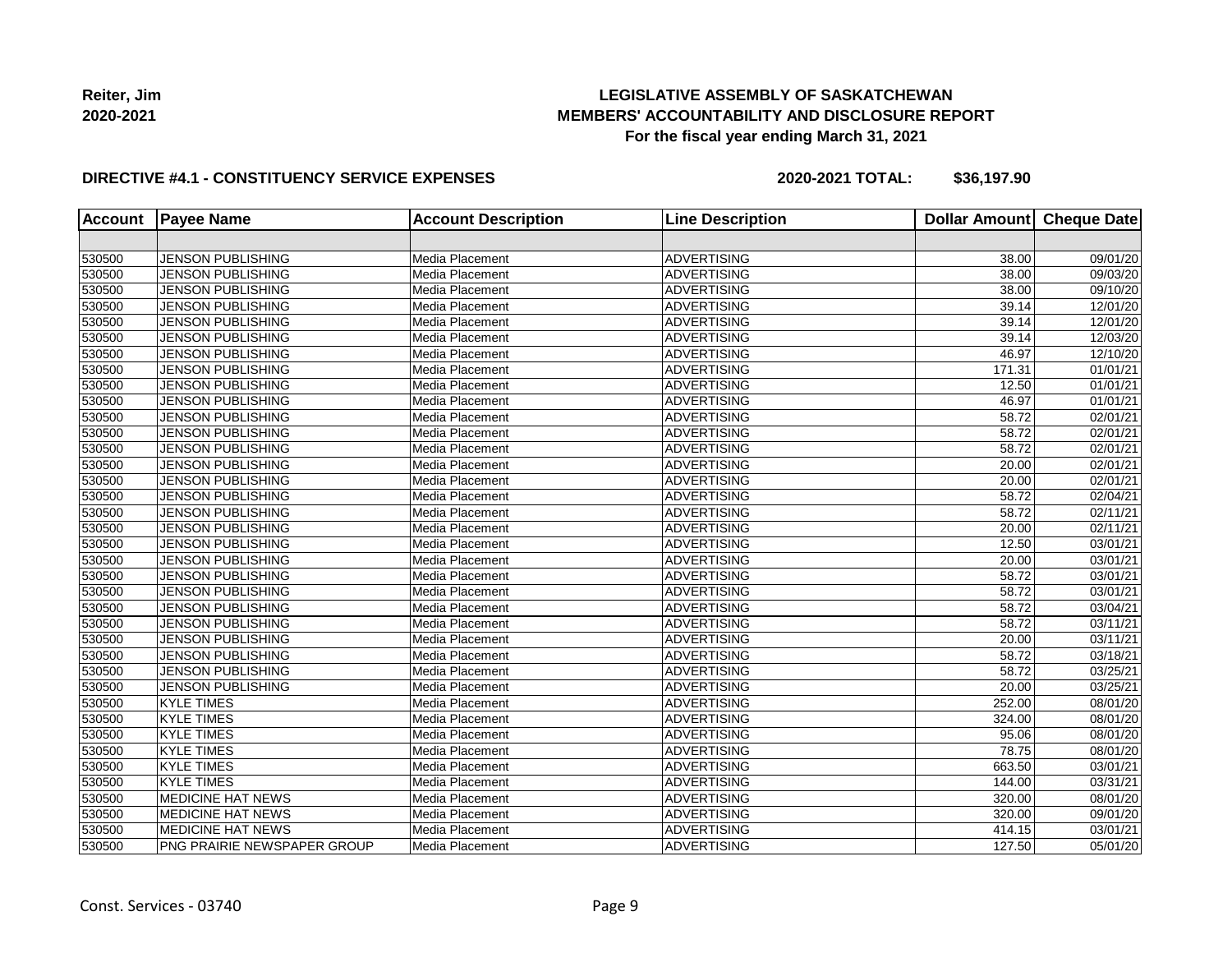**Reiter, Jim**
**2020-2021**

# LEGISLATIVE ASSEMBLY OF SASKATCHEWAN
## MEMBERS' ACCOUNTABILITY AND DISCLOSURE REPORT
### For the fiscal year ending March 31, 2021

**DIRECTIVE #4.1 - CONSTITUENCY SERVICE EXPENSES** **2020-2021 TOTAL: $36,197.90**

| Account | Payee Name | Account Description | Line Description | Dollar Amount | Cheque Date |
|---|---|---|---|---|---|
| | | | | | |
| 530500 | JENSON PUBLISHING | Media Placement | ADVERTISING | 38.00 | 09/01/20 |
| 530500 | JENSON PUBLISHING | Media Placement | ADVERTISING | 38.00 | 09/03/20 |
| 530500 | JENSON PUBLISHING | Media Placement | ADVERTISING | 38.00 | 09/10/20 |
| 530500 | JENSON PUBLISHING | Media Placement | ADVERTISING | 39.14 | 12/01/20 |
| 530500 | JENSON PUBLISHING | Media Placement | ADVERTISING | 39.14 | 12/01/20 |
| 530500 | JENSON PUBLISHING | Media Placement | ADVERTISING | 39.14 | 12/03/20 |
| 530500 | JENSON PUBLISHING | Media Placement | ADVERTISING | 46.97 | 12/10/20 |
| 530500 | JENSON PUBLISHING | Media Placement | ADVERTISING | 171.31 | 01/01/21 |
| 530500 | JENSON PUBLISHING | Media Placement | ADVERTISING | 12.50 | 01/01/21 |
| 530500 | JENSON PUBLISHING | Media Placement | ADVERTISING | 46.97 | 01/01/21 |
| 530500 | JENSON PUBLISHING | Media Placement | ADVERTISING | 58.72 | 02/01/21 |
| 530500 | JENSON PUBLISHING | Media Placement | ADVERTISING | 58.72 | 02/01/21 |
| 530500 | JENSON PUBLISHING | Media Placement | ADVERTISING | 58.72 | 02/01/21 |
| 530500 | JENSON PUBLISHING | Media Placement | ADVERTISING | 20.00 | 02/01/21 |
| 530500 | JENSON PUBLISHING | Media Placement | ADVERTISING | 20.00 | 02/01/21 |
| 530500 | JENSON PUBLISHING | Media Placement | ADVERTISING | 58.72 | 02/04/21 |
| 530500 | JENSON PUBLISHING | Media Placement | ADVERTISING | 58.72 | 02/11/21 |
| 530500 | JENSON PUBLISHING | Media Placement | ADVERTISING | 20.00 | 02/11/21 |
| 530500 | JENSON PUBLISHING | Media Placement | ADVERTISING | 12.50 | 03/01/21 |
| 530500 | JENSON PUBLISHING | Media Placement | ADVERTISING | 20.00 | 03/01/21 |
| 530500 | JENSON PUBLISHING | Media Placement | ADVERTISING | 58.72 | 03/01/21 |
| 530500 | JENSON PUBLISHING | Media Placement | ADVERTISING | 58.72 | 03/01/21 |
| 530500 | JENSON PUBLISHING | Media Placement | ADVERTISING | 58.72 | 03/04/21 |
| 530500 | JENSON PUBLISHING | Media Placement | ADVERTISING | 58.72 | 03/11/21 |
| 530500 | JENSON PUBLISHING | Media Placement | ADVERTISING | 20.00 | 03/11/21 |
| 530500 | JENSON PUBLISHING | Media Placement | ADVERTISING | 58.72 | 03/18/21 |
| 530500 | JENSON PUBLISHING | Media Placement | ADVERTISING | 58.72 | 03/25/21 |
| 530500 | JENSON PUBLISHING | Media Placement | ADVERTISING | 20.00 | 03/25/21 |
| 530500 | KYLE TIMES | Media Placement | ADVERTISING | 252.00 | 08/01/20 |
| 530500 | KYLE TIMES | Media Placement | ADVERTISING | 324.00 | 08/01/20 |
| 530500 | KYLE TIMES | Media Placement | ADVERTISING | 95.06 | 08/01/20 |
| 530500 | KYLE TIMES | Media Placement | ADVERTISING | 78.75 | 08/01/20 |
| 530500 | KYLE TIMES | Media Placement | ADVERTISING | 663.50 | 03/01/21 |
| 530500 | KYLE TIMES | Media Placement | ADVERTISING | 144.00 | 03/31/21 |
| 530500 | MEDICINE HAT NEWS | Media Placement | ADVERTISING | 320.00 | 08/01/20 |
| 530500 | MEDICINE HAT NEWS | Media Placement | ADVERTISING | 320.00 | 09/01/20 |
| 530500 | MEDICINE HAT NEWS | Media Placement | ADVERTISING | 414.15 | 03/01/21 |
| 530500 | PNG PRAIRIE NEWSPAPER GROUP | Media Placement | ADVERTISING | 127.50 | 05/01/20 |

Const. Services - 03740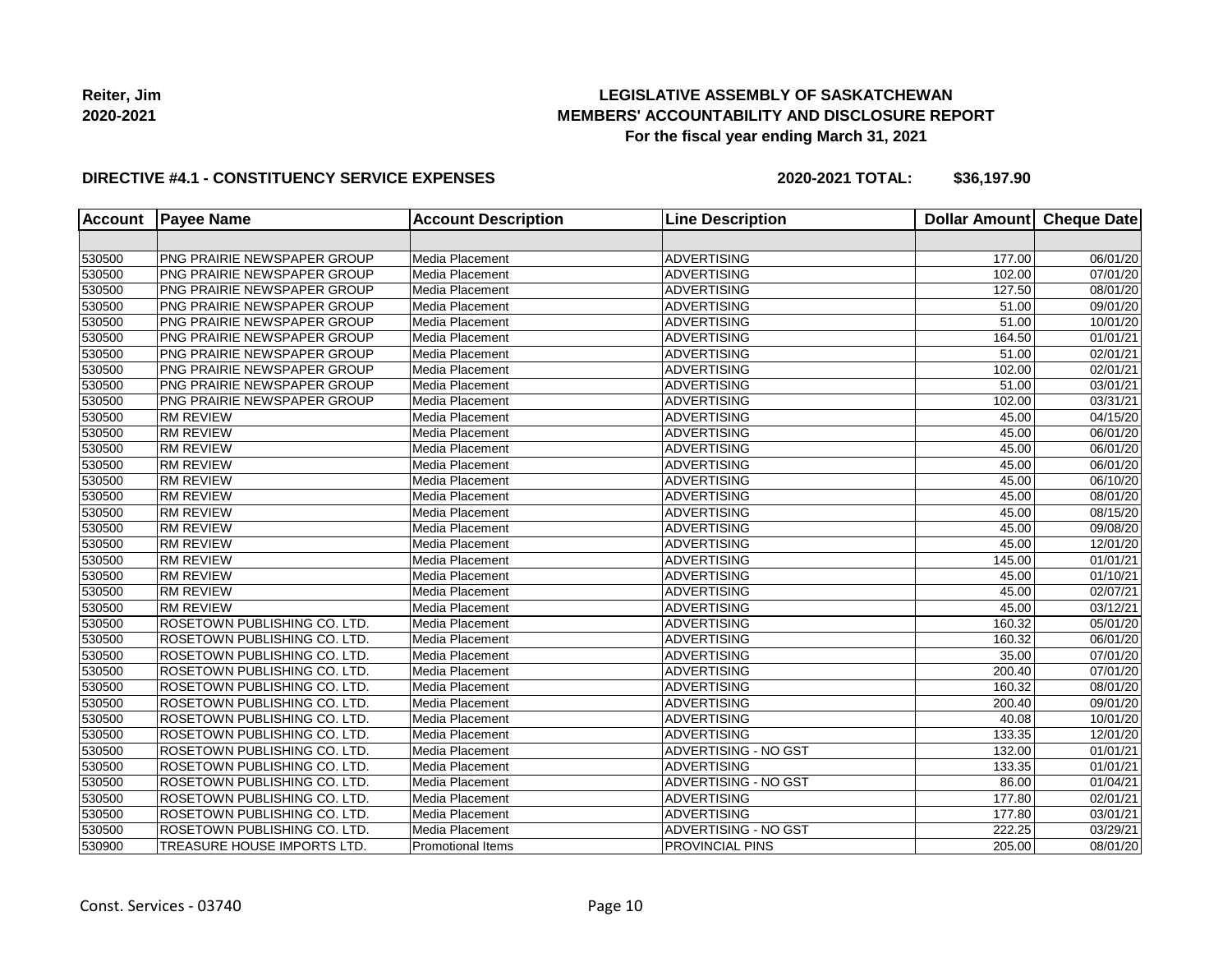**Reiter, Jim**
**2020-2021**

**LEGISLATIVE ASSEMBLY OF SASKATCHEWAN**
**MEMBERS' ACCOUNTABILITY AND DISCLOSURE REPORT**
**For the fiscal year ending March 31, 2021**

**DIRECTIVE #4.1 - CONSTITUENCY SERVICE EXPENSES** **2020-2021 TOTAL: $36,197.90**

| Account | Payee Name | Account Description | Line Description | Dollar Amount | Cheque Date |
|---|---|---|---|---|---|
| | | | | | |
| 530500 | PNG PRAIRIE NEWSPAPER GROUP | Media Placement | ADVERTISING | 177.00 | 06/01/20 |
| 530500 | PNG PRAIRIE NEWSPAPER GROUP | Media Placement | ADVERTISING | 102.00 | 07/01/20 |
| 530500 | PNG PRAIRIE NEWSPAPER GROUP | Media Placement | ADVERTISING | 127.50 | 08/01/20 |
| 530500 | PNG PRAIRIE NEWSPAPER GROUP | Media Placement | ADVERTISING | 51.00 | 09/01/20 |
| 530500 | PNG PRAIRIE NEWSPAPER GROUP | Media Placement | ADVERTISING | 51.00 | 10/01/20 |
| 530500 | PNG PRAIRIE NEWSPAPER GROUP | Media Placement | ADVERTISING | 164.50 | 01/01/21 |
| 530500 | PNG PRAIRIE NEWSPAPER GROUP | Media Placement | ADVERTISING | 51.00 | 02/01/21 |
| 530500 | PNG PRAIRIE NEWSPAPER GROUP | Media Placement | ADVERTISING | 102.00 | 02/01/21 |
| 530500 | PNG PRAIRIE NEWSPAPER GROUP | Media Placement | ADVERTISING | 51.00 | 03/01/21 |
| 530500 | PNG PRAIRIE NEWSPAPER GROUP | Media Placement | ADVERTISING | 102.00 | 03/31/21 |
| 530500 | RM REVIEW | Media Placement | ADVERTISING | 45.00 | 04/15/20 |
| 530500 | RM REVIEW | Media Placement | ADVERTISING | 45.00 | 06/01/20 |
| 530500 | RM REVIEW | Media Placement | ADVERTISING | 45.00 | 06/01/20 |
| 530500 | RM REVIEW | Media Placement | ADVERTISING | 45.00 | 06/01/20 |
| 530500 | RM REVIEW | Media Placement | ADVERTISING | 45.00 | 06/10/20 |
| 530500 | RM REVIEW | Media Placement | ADVERTISING | 45.00 | 08/01/20 |
| 530500 | RM REVIEW | Media Placement | ADVERTISING | 45.00 | 08/15/20 |
| 530500 | RM REVIEW | Media Placement | ADVERTISING | 45.00 | 09/08/20 |
| 530500 | RM REVIEW | Media Placement | ADVERTISING | 45.00 | 12/01/20 |
| 530500 | RM REVIEW | Media Placement | ADVERTISING | 145.00 | 01/01/21 |
| 530500 | RM REVIEW | Media Placement | ADVERTISING | 45.00 | 01/10/21 |
| 530500 | RM REVIEW | Media Placement | ADVERTISING | 45.00 | 02/07/21 |
| 530500 | RM REVIEW | Media Placement | ADVERTISING | 45.00 | 03/12/21 |
| 530500 | ROSETOWN PUBLISHING CO. LTD. | Media Placement | ADVERTISING | 160.32 | 05/01/20 |
| 530500 | ROSETOWN PUBLISHING CO. LTD. | Media Placement | ADVERTISING | 160.32 | 06/01/20 |
| 530500 | ROSETOWN PUBLISHING CO. LTD. | Media Placement | ADVERTISING | 35.00 | 07/01/20 |
| 530500 | ROSETOWN PUBLISHING CO. LTD. | Media Placement | ADVERTISING | 200.40 | 07/01/20 |
| 530500 | ROSETOWN PUBLISHING CO. LTD. | Media Placement | ADVERTISING | 160.32 | 08/01/20 |
| 530500 | ROSETOWN PUBLISHING CO. LTD. | Media Placement | ADVERTISING | 200.40 | 09/01/20 |
| 530500 | ROSETOWN PUBLISHING CO. LTD. | Media Placement | ADVERTISING | 40.08 | 10/01/20 |
| 530500 | ROSETOWN PUBLISHING CO. LTD. | Media Placement | ADVERTISING | 133.35 | 12/01/20 |
| 530500 | ROSETOWN PUBLISHING CO. LTD. | Media Placement | ADVERTISING - NO GST | 132.00 | 01/01/21 |
| 530500 | ROSETOWN PUBLISHING CO. LTD. | Media Placement | ADVERTISING | 133.35 | 01/01/21 |
| 530500 | ROSETOWN PUBLISHING CO. LTD. | Media Placement | ADVERTISING - NO GST | 86.00 | 01/04/21 |
| 530500 | ROSETOWN PUBLISHING CO. LTD. | Media Placement | ADVERTISING | 177.80 | 02/01/21 |
| 530500 | ROSETOWN PUBLISHING CO. LTD. | Media Placement | ADVERTISING | 177.80 | 03/01/21 |
| 530500 | ROSETOWN PUBLISHING CO. LTD. | Media Placement | ADVERTISING - NO GST | 222.25 | 03/29/21 |
| 530900 | TREASURE HOUSE IMPORTS LTD. | Promotional Items | PROVINCIAL PINS | 205.00 | 08/01/20 |

Const. Services - 03740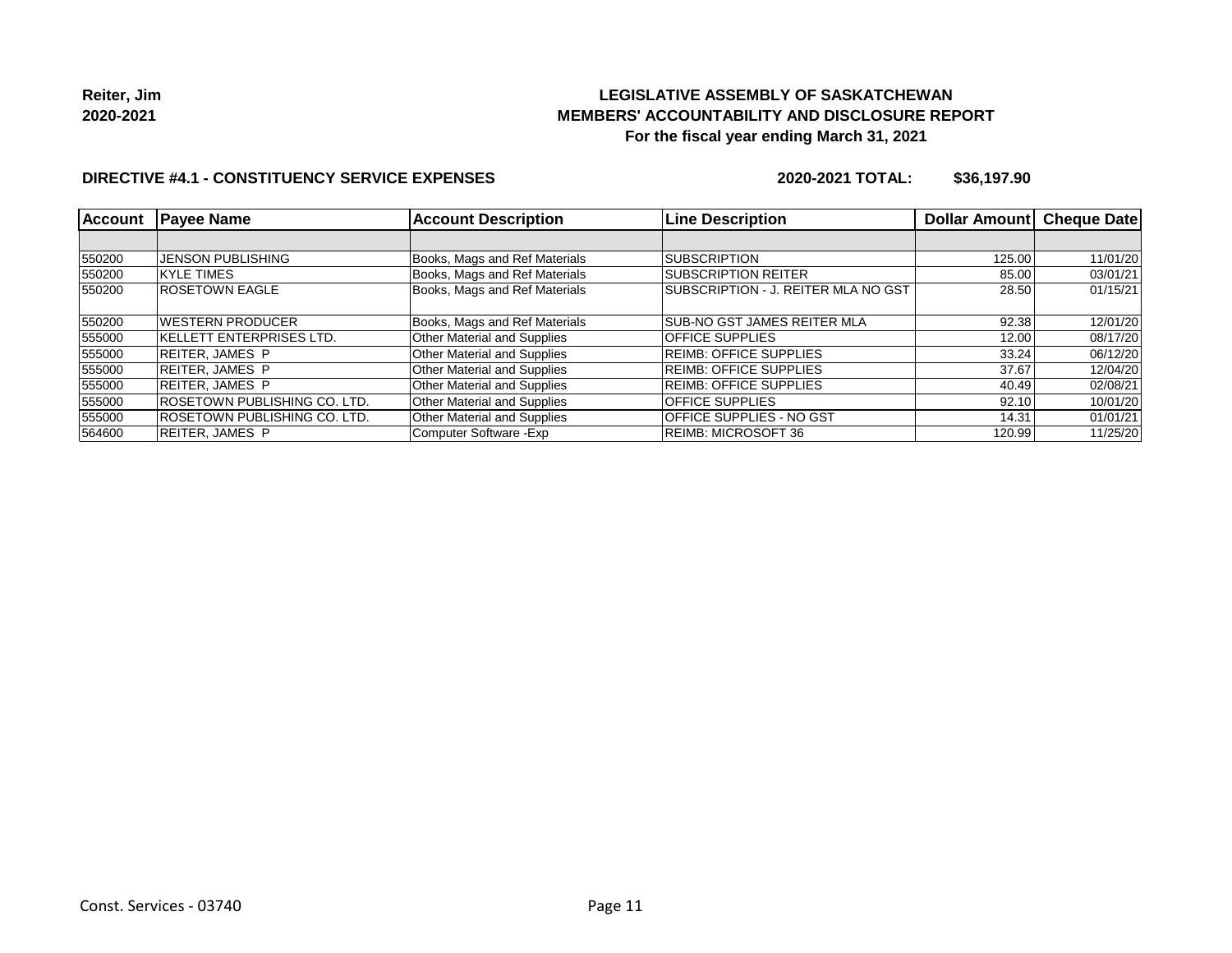Reiter, Jim
2020-2021

**LEGISLATIVE ASSEMBLY OF SASKATCHEWAN**
**MEMBERS' ACCOUNTABILITY AND DISCLOSURE REPORT**
**For the fiscal year ending March 31, 2021**

**DIRECTIVE #4.1 - CONSTITUENCY SERVICE EXPENSES** **2020-2021 TOTAL: $36,197.90**

| Account | Payee Name | Account Description | Line Description | Dollar Amount | Cheque Date |
|---|---|---|---|---|---|
| | | | | | |
| 550200 | JENSON PUBLISHING | Books, Mags and Ref Materials | SUBSCRIPTION | 125.00 | 11/01/20 |
| 550200 | KYLE TIMES | Books, Mags and Ref Materials | SUBSCRIPTION REITER | 85.00 | 03/01/21 |
| 550200 | ROSETOWN EAGLE | Books, Mags and Ref Materials | SUBSCRIPTION - J. REITER MLA NO GST | 28.50 | 01/15/21 |
| 550200 | WESTERN PRODUCER | Books, Mags and Ref Materials | SUB-NO GST JAMES REITER MLA | 92.38 | 12/01/20 |
| 555000 | KELLETT ENTERPRISES LTD. | Other Material and Supplies | OFFICE SUPPLIES | 12.00 | 08/17/20 |
| 555000 | REITER, JAMES P | Other Material and Supplies | REIMB: OFFICE SUPPLIES | 33.24 | 06/12/20 |
| 555000 | REITER, JAMES P | Other Material and Supplies | REIMB: OFFICE SUPPLIES | 37.67 | 12/04/20 |
| 555000 | REITER, JAMES P | Other Material and Supplies | REIMB: OFFICE SUPPLIES | 40.49 | 02/08/21 |
| 555000 | ROSETOWN PUBLISHING CO. LTD. | Other Material and Supplies | OFFICE SUPPLIES | 92.10 | 10/01/20 |
| 555000 | ROSETOWN PUBLISHING CO. LTD. | Other Material and Supplies | OFFICE SUPPLIES - NO GST | 14.31 | 01/01/21 |
| 564600 | REITER, JAMES P | Computer Software -Exp | REIMB: MICROSOFT 36 | 120.99 | 11/25/20 |

Const. Services - 03740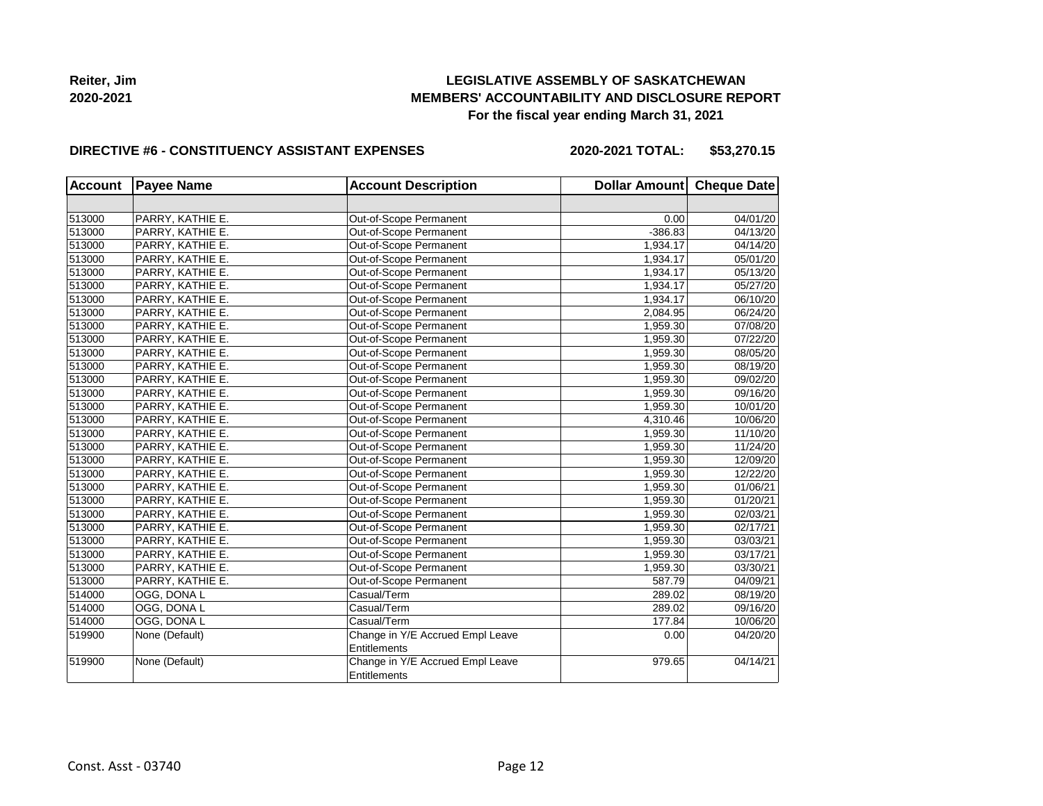**Reiter, Jim**
**2020-2021**

**LEGISLATIVE ASSEMBLY OF SASKATCHEWAN**
**MEMBERS' ACCOUNTABILITY AND DISCLOSURE REPORT**
**For the fiscal year ending March 31, 2021**

**DIRECTIVE #6 - CONSTITUENCY ASSISTANT EXPENSES** **2020-2021 TOTAL: $53,270.15**

| Account | Payee Name | Account Description | Dollar Amount | Cheque Date |
|---|---|---|---|---|
| | | | | |
| 513000 | PARRY, KATHIE E. | Out-of-Scope Permanent | 0.00 | 04/01/20 |
| 513000 | PARRY, KATHIE E. | Out-of-Scope Permanent | -386.83 | 04/13/20 |
| 513000 | PARRY, KATHIE E. | Out-of-Scope Permanent | 1,934.17 | 04/14/20 |
| 513000 | PARRY, KATHIE E. | Out-of-Scope Permanent | 1,934.17 | 05/01/20 |
| 513000 | PARRY, KATHIE E. | Out-of-Scope Permanent | 1,934.17 | 05/13/20 |
| 513000 | PARRY, KATHIE E. | Out-of-Scope Permanent | 1,934.17 | 05/27/20 |
| 513000 | PARRY, KATHIE E. | Out-of-Scope Permanent | 1,934.17 | 06/10/20 |
| 513000 | PARRY, KATHIE E. | Out-of-Scope Permanent | 2,084.95 | 06/24/20 |
| 513000 | PARRY, KATHIE E. | Out-of-Scope Permanent | 1,959.30 | 07/08/20 |
| 513000 | PARRY, KATHIE E. | Out-of-Scope Permanent | 1,959.30 | 07/22/20 |
| 513000 | PARRY, KATHIE E. | Out-of-Scope Permanent | 1,959.30 | 08/05/20 |
| 513000 | PARRY, KATHIE E. | Out-of-Scope Permanent | 1,959.30 | 08/19/20 |
| 513000 | PARRY, KATHIE E. | Out-of-Scope Permanent | 1,959.30 | 09/02/20 |
| 513000 | PARRY, KATHIE E. | Out-of-Scope Permanent | 1,959.30 | 09/16/20 |
| 513000 | PARRY, KATHIE E. | Out-of-Scope Permanent | 1,959.30 | 10/01/20 |
| 513000 | PARRY, KATHIE E. | Out-of-Scope Permanent | 4,310.46 | 10/06/20 |
| 513000 | PARRY, KATHIE E. | Out-of-Scope Permanent | 1,959.30 | 11/10/20 |
| 513000 | PARRY, KATHIE E. | Out-of-Scope Permanent | 1,959.30 | 11/24/20 |
| 513000 | PARRY, KATHIE E. | Out-of-Scope Permanent | 1,959.30 | 12/09/20 |
| 513000 | PARRY, KATHIE E. | Out-of-Scope Permanent | 1,959.30 | 12/22/20 |
| 513000 | PARRY, KATHIE E. | Out-of-Scope Permanent | 1,959.30 | 01/06/21 |
| 513000 | PARRY, KATHIE E. | Out-of-Scope Permanent | 1,959.30 | 01/20/21 |
| 513000 | PARRY, KATHIE E. | Out-of-Scope Permanent | 1,959.30 | 02/03/21 |
| 513000 | PARRY, KATHIE E. | Out-of-Scope Permanent | 1,959.30 | 02/17/21 |
| 513000 | PARRY, KATHIE E. | Out-of-Scope Permanent | 1,959.30 | 03/03/21 |
| 513000 | PARRY, KATHIE E. | Out-of-Scope Permanent | 1,959.30 | 03/17/21 |
| 513000 | PARRY, KATHIE E. | Out-of-Scope Permanent | 1,959.30 | 03/30/21 |
| 513000 | PARRY, KATHIE E. | Out-of-Scope Permanent | 587.79 | 04/09/21 |
| 514000 | OGG, DONA L | Casual/Term | 289.02 | 08/19/20 |
| 514000 | OGG, DONA L | Casual/Term | 289.02 | 09/16/20 |
| 514000 | OGG, DONA L | Casual/Term | 177.84 | 10/06/20 |
| 519900 | None (Default) | Change in Y/E Accrued Empl Leave Entitlements | 0.00 | 04/20/20 |
| 519900 | None (Default) | Change in Y/E Accrued Empl Leave Entitlements | 979.65 | 04/14/21 |

Const. Asst - 03740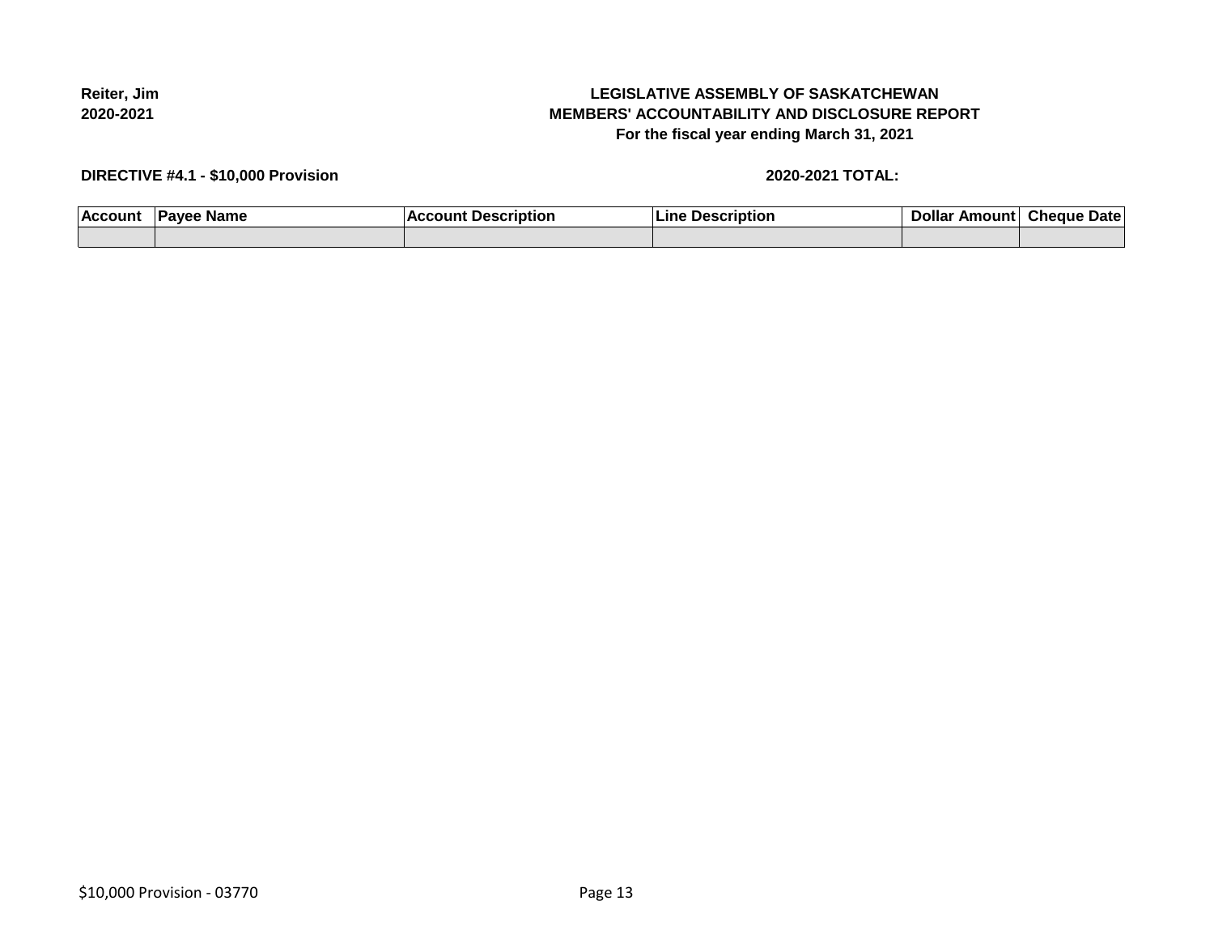**Reiter, Jim**
**2020-2021**

**LEGISLATIVE ASSEMBLY OF SASKATCHEWAN**
**MEMBERS' ACCOUNTABILITY AND DISCLOSURE REPORT**
**For the fiscal year ending March 31, 2021**

**DIRECTIVE #4.1 - $10,000 Provision**

**2020-2021 TOTAL:**

| Account | Payee Name | Account Description | Line Description | Dollar Amount | Cheque Date |
|---|---|---|---|---|---|
| | | | | | |

$10,000 Provision - 03770